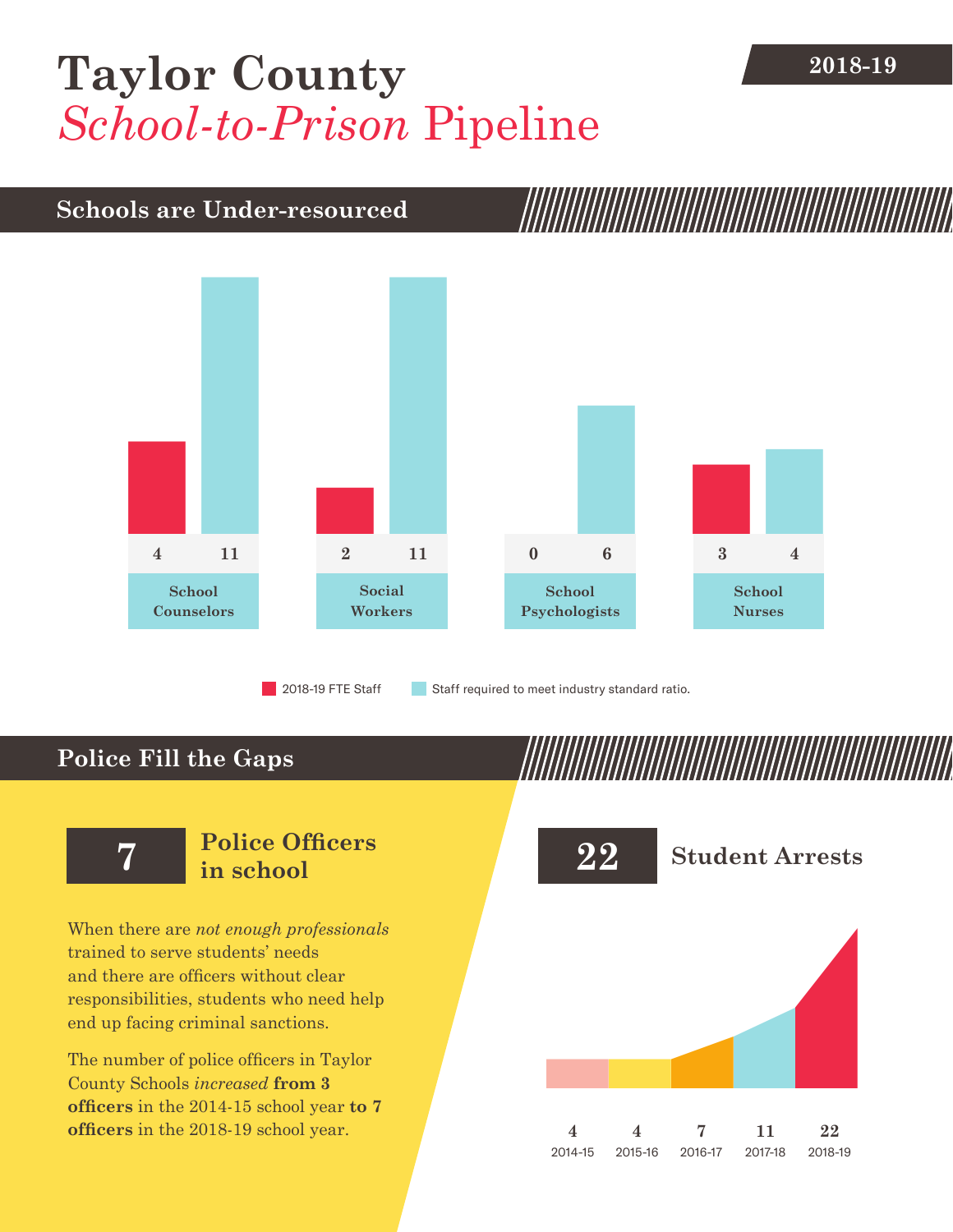# Taylor County *School-to-Prison* Pipeline

**2018-19**

## Schools are Under-resourced

| | 2018-19 FTE Staff | Staff required to meet industry standard ratio. |
|---|---|---|
| School Counselors | 4 | 11 |
| Social Workers | 2 | 11 |
| School Psychologists | 0 | 6 |
| School Nurses | 3 | 4 |

## Police Fill the Gaps

**7** **Police Officers in school**

When there are *not enough professionals* trained to serve students' needs and there are officers without clear responsibilities, students who need help end up facing criminal sanctions.

The number of police officers in Taylor County Schools *increased* **from 3 officers** in the 2014-15 school year **to 7 officers** in the 2018-19 school year.

**22** **Student Arrests**

| 2014-15 | 2015-16 | 2016-17 | 2017-18 | 2018-19 |
|---|---|---|---|---|
| 4 | 4 | 7 | 11 | 22 |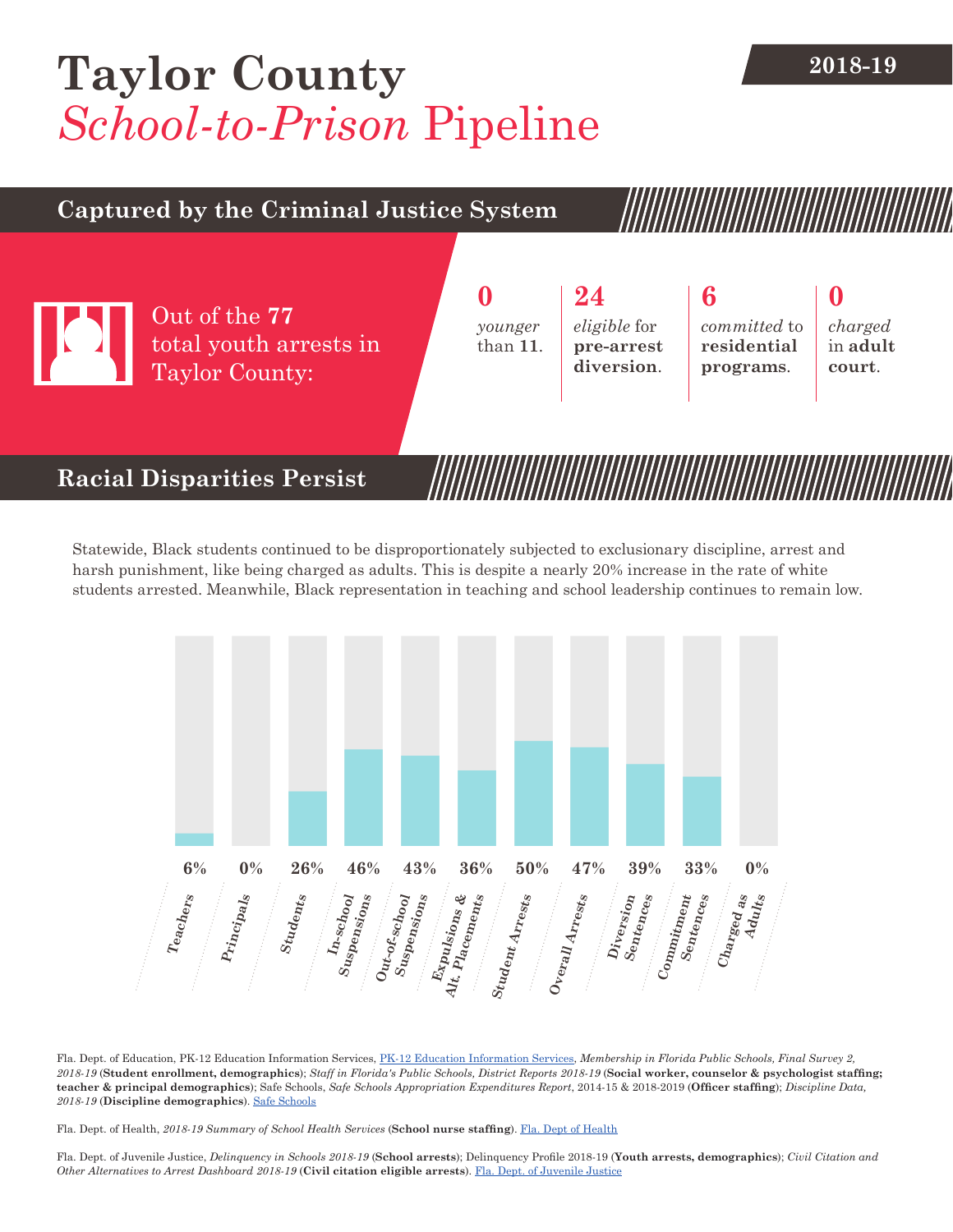# Taylor County *School-to-Prison* Pipeline

2018-19

## Captured by the Criminal Justice System

Out of the **77** total youth arrests in Taylor County:

**0** *younger* than **11**.

**24** *eligible* for **pre-arrest diversion**.

**6** *committed* to **residential programs**.

**0** *charged* in **adult court**.

## Racial Disparities Persist

Statewide, Black students continued to be disproportionately subjected to exclusionary discipline, arrest and harsh punishment, like being charged as adults. This is despite a nearly 20% increase in the rate of white students arrested. Meanwhile, Black representation in teaching and school leadership continues to remain low.

6% Teachers
0% Principals
26% Students
46% In-school Suspensions
43% Out-of-school Suspensions
36% Expulsions & Alt. Placements
50% Student Arrests
47% Overall Arrests
39% Diversion Sentences
33% Commitment Sentences
0% Charged as Adults

Fla. Dept. of Education, PK-12 Education Information Services, PK-12 Education Information Services, *Membership in Florida Public Schools, Final Survey 2, 2018-19* (**Student enrollment, demographics**); *Staff in Florida's Public Schools, District Reports 2018-19* (**Social worker, counselor & psychologist staffing; teacher & principal demographics**); Safe Schools, *Safe Schools Appropriation Expenditures Report*, 2014-15 & 2018-2019 (**Officer staffing**); *Discipline Data, 2018-19* (**Discipline demographics**). Safe Schools

Fla. Dept. of Health, *2018-19 Summary of School Health Services* (**School nurse staffing**). Fla. Dept of Health

Fla. Dept. of Juvenile Justice, *Delinquency in Schools 2018-19* (**School arrests**); Delinquency Profile 2018-19 (**Youth arrests, demographics**); *Civil Citation and Other Alternatives to Arrest Dashboard 2018-19* (**Civil citation eligible arrests**). Fla. Dept. of Juvenile Justice